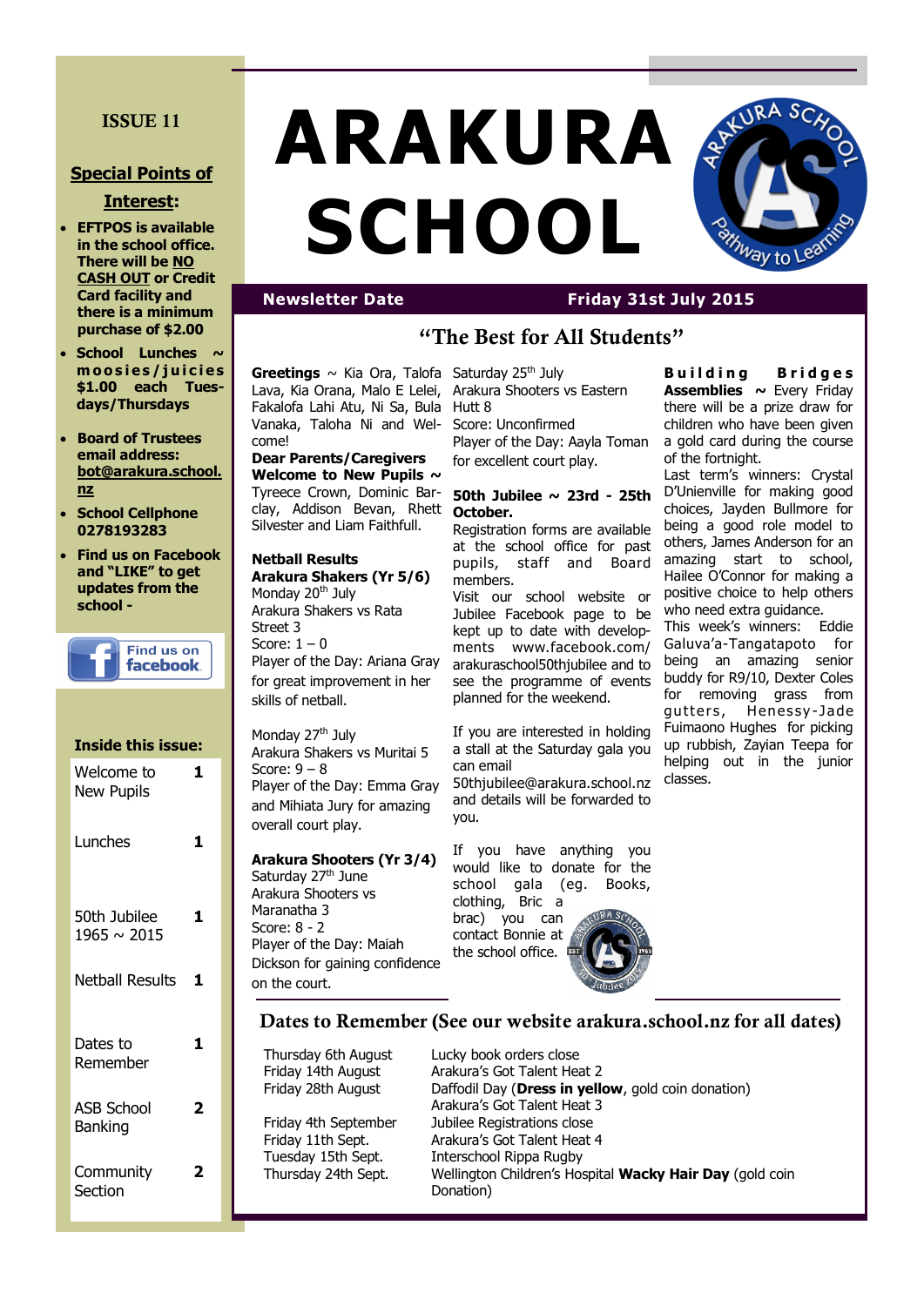# ARAKURA SCHOOL

**ISSUE 11**

**Newsletter Date** — **Friday 31st July 2015**

## Special Points of Interest:

- **EFTPOS is available in the school office. There will be NO CASH OUT or Credit Card facility and there is a minimum purchase of $2.00**
- **School Lunches ~ moosies/juicies $1.00 each Tues-days/Thursdays**
- **Board of Trustees email address: bot@arakura.school.nz**
- **School Cellphone 0278193283**
- **Find us on Facebook and "LIKE" to get updates from the school -**

Find us on facebook

## Inside this issue:

| | |
|---|---|
| Welcome to New Pupils | 1 |
| Lunches | 1 |
| 50th Jubilee 1965 ~ 2015 | 1 |
| Netball Results | 1 |
| Dates to Remember | 1 |
| ASB School Banking | 2 |
| Community Section | 2 |

## "The Best for All Students"

**Greetings** ~ Kia Ora, Talofa Lava, Kia Orana, Malo E Lelei, Fakalofa Lahi Atu, Ni Sa, Bula Vanaka, Taloha Ni and Welcome!

**Dear Parents/Caregivers**

**Welcome to New Pupils ~** Tyreece Crown, Dominic Barclay, Addison Bevan, Rhett Silvester and Liam Faithfull.

**Netball Results**

**Arakura Shakers (Yr 5/6)**

Monday 20th July
Arakura Shakers vs Rata Street 3
Score: 1 – 0
Player of the Day: Ariana Gray for great improvement in her skills of netball.

Monday 27th July
Arakura Shakers vs Muritai 5
Score: 9 – 8
Player of the Day: Emma Gray and Mihiata Jury for amazing overall court play.

**Arakura Shooters (Yr 3/4)**

Saturday 27th June
Arakura Shooters vs Maranatha 3
Score: 8 - 2
Player of the Day: Maiah Dickson for gaining confidence on the court.

Saturday 25th July
Arakura Shooters vs Eastern Hutt 8
Score: Unconfirmed
Player of the Day: Aayla Toman for excellent court play.

**50th Jubilee ~ 23rd - 25th October.**

Registration forms are available at the school office for past pupils, staff and Board members.

Visit our school website or Jubilee Facebook page to be kept up to date with developments www.facebook.com/arakuraschool50thjubilee and to see the programme of events planned for the weekend.

If you are interested in holding a stall at the Saturday gala you can email 50thjubilee@arakura.school.nz and details will be forwarded to you.

If you have anything you would like to donate for the school gala (eg. Books, clothing, Bric a brac) you can contact Bonnie at the school office.

**Building Bridges Assemblies ~** Every Friday there will be a prize draw for children who have been given a gold card during the course of the fortnight.

Last term's winners: Crystal D'Unienville for making good choices, Jayden Bullmore for being a good role model to others, James Anderson for an amazing start to school, Hailee O'Connor for making a positive choice to help others who need extra guidance.

This week's winners: Eddie Galuva'a-Tangatapoto for being an amazing senior buddy for R9/10, Dexter Coles for removing grass from gutters, Henessy-Jade Fuimaono Hughes for picking up rubbish, Zayian Teepa for helping out in the junior classes.

## Dates to Remember (See our website arakura.school.nz for all dates)

| | |
|---|---|
| Thursday 6th August | Lucky book orders close |
| Friday 14th August | Arakura's Got Talent Heat 2 |
| Friday 28th August | Daffodil Day (**Dress in yellow**, gold coin donation) |
| | Arakura's Got Talent Heat 3 |
| Friday 4th September | Jubilee Registrations close |
| Friday 11th Sept. | Arakura's Got Talent Heat 4 |
| Tuesday 15th Sept. | Interschool Rippa Rugby |
| Thursday 24th Sept. | Wellington Children's Hospital **Wacky Hair Day** (gold coin Donation) |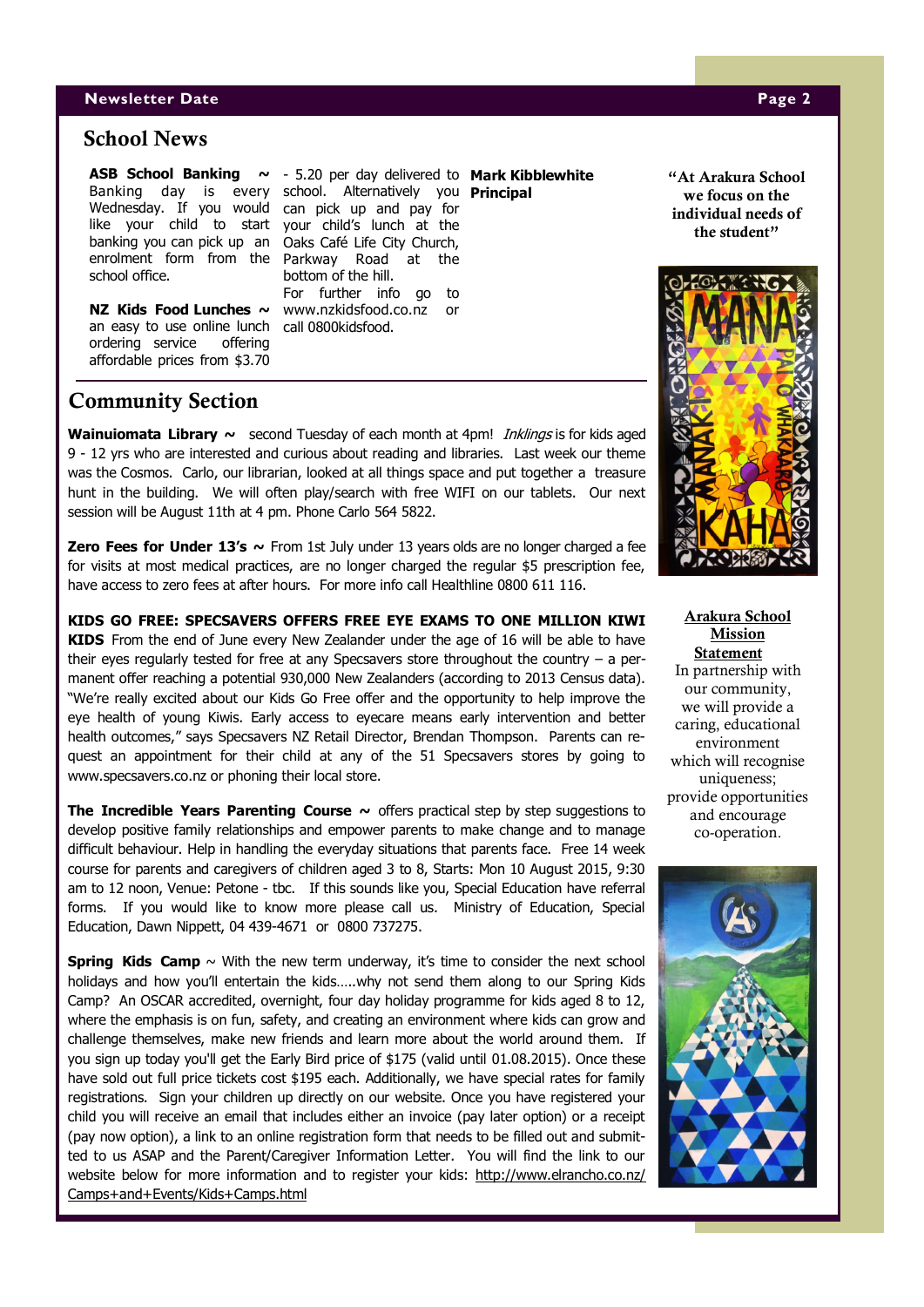## School News

**ASB School Banking ~** Banking day is every Wednesday. If you would like your child to start banking you can pick up an enrolment form from the school office.

**NZ Kids Food Lunches ~** an easy to use online lunch ordering service offering affordable prices from $3.70 - 5.20 per day delivered to school. Alternatively you can pick up and pay for your child's lunch at the Oaks Café Life City Church, Parkway Road at the bottom of the hill.
For further info go to www.nzkidsfood.co.nz or call 0800kidsfood.

**Mark Kibblewhite**
**Principal**

"At Arakura School we focus on the individual needs of the student"

## Community Section

**Wainuiomata Library ~** second Tuesday of each month at 4pm! *Inklings* is for kids aged 9 - 12 yrs who are interested and curious about reading and libraries. Last week our theme was the Cosmos. Carlo, our librarian, looked at all things space and put together a treasure hunt in the building. We will often play/search with free WIFI on our tablets. Our next session will be August 11th at 4 pm. Phone Carlo 564 5822.

**Zero Fees for Under 13's ~** From 1st July under 13 years olds are no longer charged a fee for visits at most medical practices, are no longer charged the regular $5 prescription fee, have access to zero fees at after hours. For more info call Healthline 0800 611 116.

**KIDS GO FREE: SPECSAVERS OFFERS FREE EYE EXAMS TO ONE MILLION KIWI KIDS** From the end of June every New Zealander under the age of 16 will be able to have their eyes regularly tested for free at any Specsavers store throughout the country – a permanent offer reaching a potential 930,000 New Zealanders (according to 2013 Census data). "We're really excited about our Kids Go Free offer and the opportunity to help improve the eye health of young Kiwis. Early access to eyecare means early intervention and better health outcomes," says Specsavers NZ Retail Director, Brendan Thompson. Parents can request an appointment for their child at any of the 51 Specsavers stores by going to www.specsavers.co.nz or phoning their local store.

**The Incredible Years Parenting Course ~** offers practical step by step suggestions to develop positive family relationships and empower parents to make change and to manage difficult behaviour. Help in handling the everyday situations that parents face. Free 14 week course for parents and caregivers of children aged 3 to 8, Starts: Mon 10 August 2015, 9:30 am to 12 noon, Venue: Petone - tbc. If this sounds like you, Special Education have referral forms. If you would like to know more please call us. Ministry of Education, Special Education, Dawn Nippett, 04 439-4671 or 0800 737275.

**Spring Kids Camp** ~ With the new term underway, it's time to consider the next school holidays and how you'll entertain the kids…..why not send them along to our Spring Kids Camp? An OSCAR accredited, overnight, four day holiday programme for kids aged 8 to 12, where the emphasis is on fun, safety, and creating an environment where kids can grow and challenge themselves, make new friends and learn more about the world around them. If you sign up today you'll get the Early Bird price of $175 (valid until 01.08.2015). Once these have sold out full price tickets cost $195 each. Additionally, we have special rates for family registrations. Sign your children up directly on our website. Once you have registered your child you will receive an email that includes either an invoice (pay later option) or a receipt (pay now option), a link to an online registration form that needs to be filled out and submitted to us ASAP and the Parent/Caregiver Information Letter. You will find the link to our website below for more information and to register your kids: http://www.elrancho.co.nz/Camps+and+Events/Kids+Camps.html

**Arakura School Mission Statement**

In partnership with our community, we will provide a caring, educational environment which will recognise uniqueness; provide opportunities and encourage co-operation.